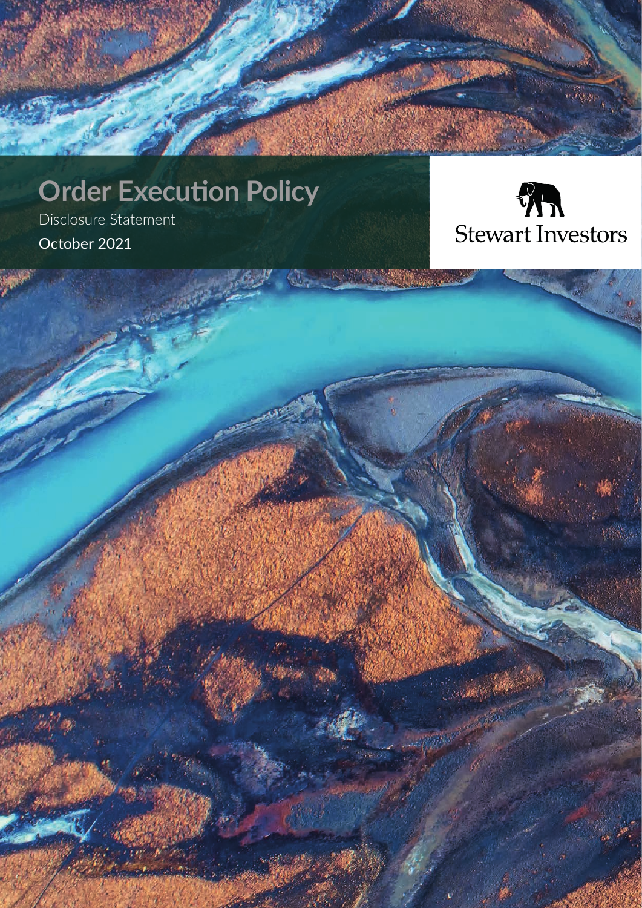# Order Execution Policy

Disclosure Statement

October 2021

Stewart Investors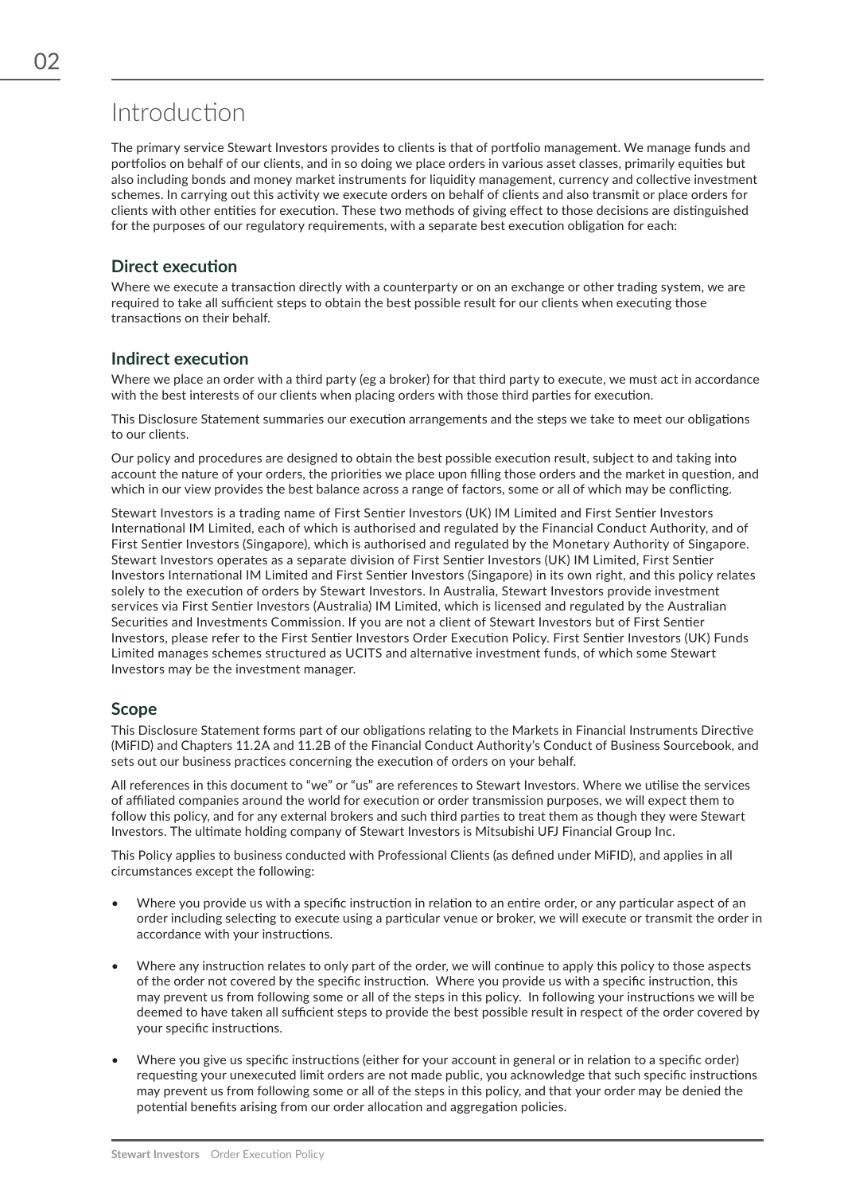# Introduction

The primary service Stewart Investors provides to clients is that of portfolio management. We manage funds and portfolios on behalf of our clients, and in so doing we place orders in various asset classes, primarily equities but also including bonds and money market instruments for liquidity management, currency and collective investment schemes. In carrying out this activity we execute orders on behalf of clients and also transmit or place orders for clients with other entities for execution. These two methods of giving effect to those decisions are distinguished for the purposes of our regulatory requirements, with a separate best execution obligation for each:

## Direct execution

Where we execute a transaction directly with a counterparty or on an exchange or other trading system, we are required to take all sufficient steps to obtain the best possible result for our clients when executing those transactions on their behalf.

## Indirect execution

Where we place an order with a third party (eg a broker) for that third party to execute, we must act in accordance with the best interests of our clients when placing orders with those third parties for execution.

This Disclosure Statement summaries our execution arrangements and the steps we take to meet our obligations to our clients.

Our policy and procedures are designed to obtain the best possible execution result, subject to and taking into account the nature of your orders, the priorities we place upon filling those orders and the market in question, and which in our view provides the best balance across a range of factors, some or all of which may be conflicting.

Stewart Investors is a trading name of First Sentier Investors (UK) IM Limited and First Sentier Investors International IM Limited, each of which is authorised and regulated by the Financial Conduct Authority, and of First Sentier Investors (Singapore), which is authorised and regulated by the Monetary Authority of Singapore. Stewart Investors operates as a separate division of First Sentier Investors (UK) IM Limited, First Sentier Investors International IM Limited and First Sentier Investors (Singapore) in its own right, and this policy relates solely to the execution of orders by Stewart Investors. In Australia, Stewart Investors provide investment services via First Sentier Investors (Australia) IM Limited, which is licensed and regulated by the Australian Securities and Investments Commission. If you are not a client of Stewart Investors but of First Sentier Investors, please refer to the First Sentier Investors Order Execution Policy. First Sentier Investors (UK) Funds Limited manages schemes structured as UCITS and alternative investment funds, of which some Stewart Investors may be the investment manager.

## Scope

This Disclosure Statement forms part of our obligations relating to the Markets in Financial Instruments Directive (MiFID) and Chapters 11.2A and 11.2B of the Financial Conduct Authority's Conduct of Business Sourcebook, and sets out our business practices concerning the execution of orders on your behalf.

All references in this document to "we" or "us" are references to Stewart Investors. Where we utilise the services of affiliated companies around the world for execution or order transmission purposes, we will expect them to follow this policy, and for any external brokers and such third parties to treat them as though they were Stewart Investors. The ultimate holding company of Stewart Investors is Mitsubishi UFJ Financial Group Inc.

This Policy applies to business conducted with Professional Clients (as defined under MiFID), and applies in all circumstances except the following:

- Where you provide us with a specific instruction in relation to an entire order, or any particular aspect of an order including selecting to execute using a particular venue or broker, we will execute or transmit the order in accordance with your instructions.
- Where any instruction relates to only part of the order, we will continue to apply this policy to those aspects of the order not covered by the specific instruction. Where you provide us with a specific instruction, this may prevent us from following some or all of the steps in this policy. In following your instructions we will be deemed to have taken all sufficient steps to provide the best possible result in respect of the order covered by your specific instructions.
- Where you give us specific instructions (either for your account in general or in relation to a specific order) requesting your unexecuted limit orders are not made public, you acknowledge that such specific instructions may prevent us from following some or all of the steps in this policy, and that your order may be denied the potential benefits arising from our order allocation and aggregation policies.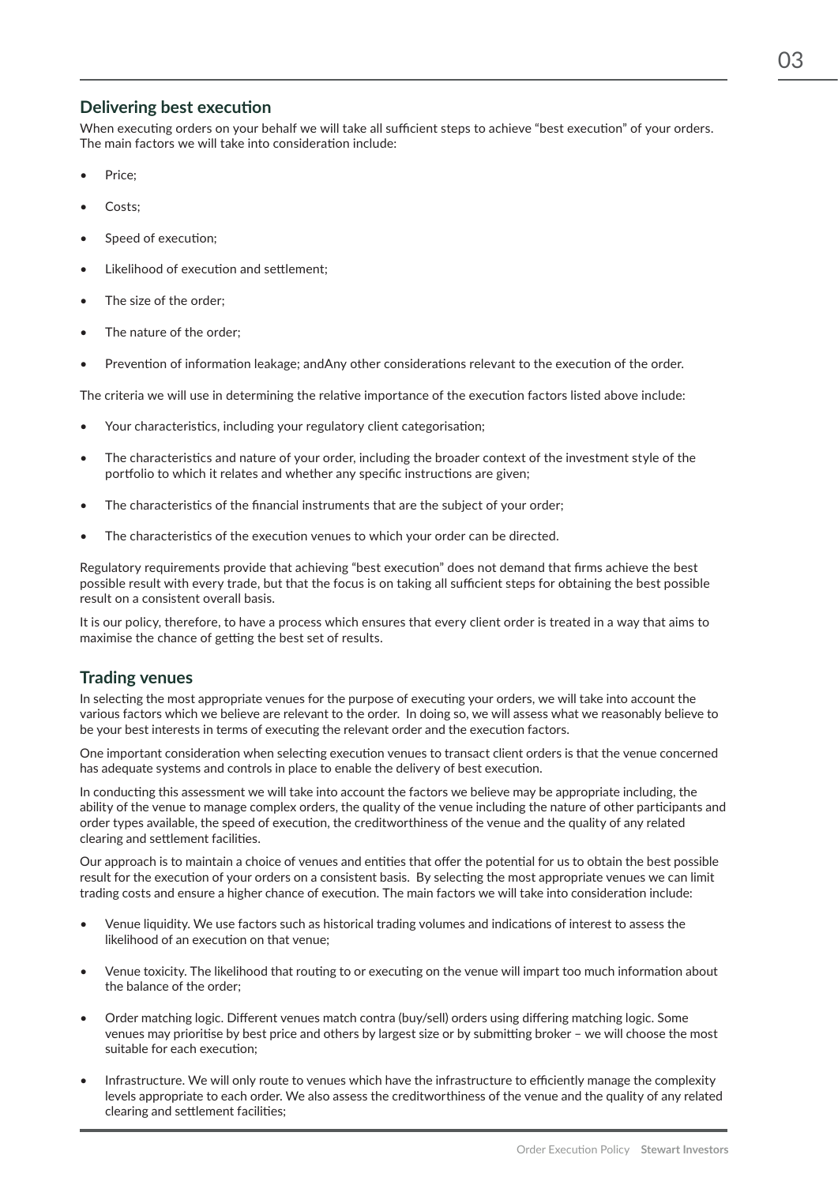## Delivering best execution

When executing orders on your behalf we will take all sufficient steps to achieve "best execution" of your orders. The main factors we will take into consideration include:

- Price;
- Costs;
- Speed of execution;
- Likelihood of execution and settlement;
- The size of the order;
- The nature of the order;
- Prevention of information leakage; andAny other considerations relevant to the execution of the order.

The criteria we will use in determining the relative importance of the execution factors listed above include:

- Your characteristics, including your regulatory client categorisation;
- The characteristics and nature of your order, including the broader context of the investment style of the portfolio to which it relates and whether any specific instructions are given;
- The characteristics of the financial instruments that are the subject of your order;
- The characteristics of the execution venues to which your order can be directed.

Regulatory requirements provide that achieving "best execution" does not demand that firms achieve the best possible result with every trade, but that the focus is on taking all sufficient steps for obtaining the best possible result on a consistent overall basis.

It is our policy, therefore, to have a process which ensures that every client order is treated in a way that aims to maximise the chance of getting the best set of results.

## Trading venues

In selecting the most appropriate venues for the purpose of executing your orders, we will take into account the various factors which we believe are relevant to the order. In doing so, we will assess what we reasonably believe to be your best interests in terms of executing the relevant order and the execution factors.

One important consideration when selecting execution venues to transact client orders is that the venue concerned has adequate systems and controls in place to enable the delivery of best execution.

In conducting this assessment we will take into account the factors we believe may be appropriate including, the ability of the venue to manage complex orders, the quality of the venue including the nature of other participants and order types available, the speed of execution, the creditworthiness of the venue and the quality of any related clearing and settlement facilities.

Our approach is to maintain a choice of venues and entities that offer the potential for us to obtain the best possible result for the execution of your orders on a consistent basis. By selecting the most appropriate venues we can limit trading costs and ensure a higher chance of execution. The main factors we will take into consideration include:

- Venue liquidity. We use factors such as historical trading volumes and indications of interest to assess the likelihood of an execution on that venue;
- Venue toxicity. The likelihood that routing to or executing on the venue will impart too much information about the balance of the order;
- Order matching logic. Different venues match contra (buy/sell) orders using differing matching logic. Some venues may prioritise by best price and others by largest size or by submitting broker – we will choose the most suitable for each execution;
- Infrastructure. We will only route to venues which have the infrastructure to efficiently manage the complexity levels appropriate to each order. We also assess the creditworthiness of the venue and the quality of any related clearing and settlement facilities;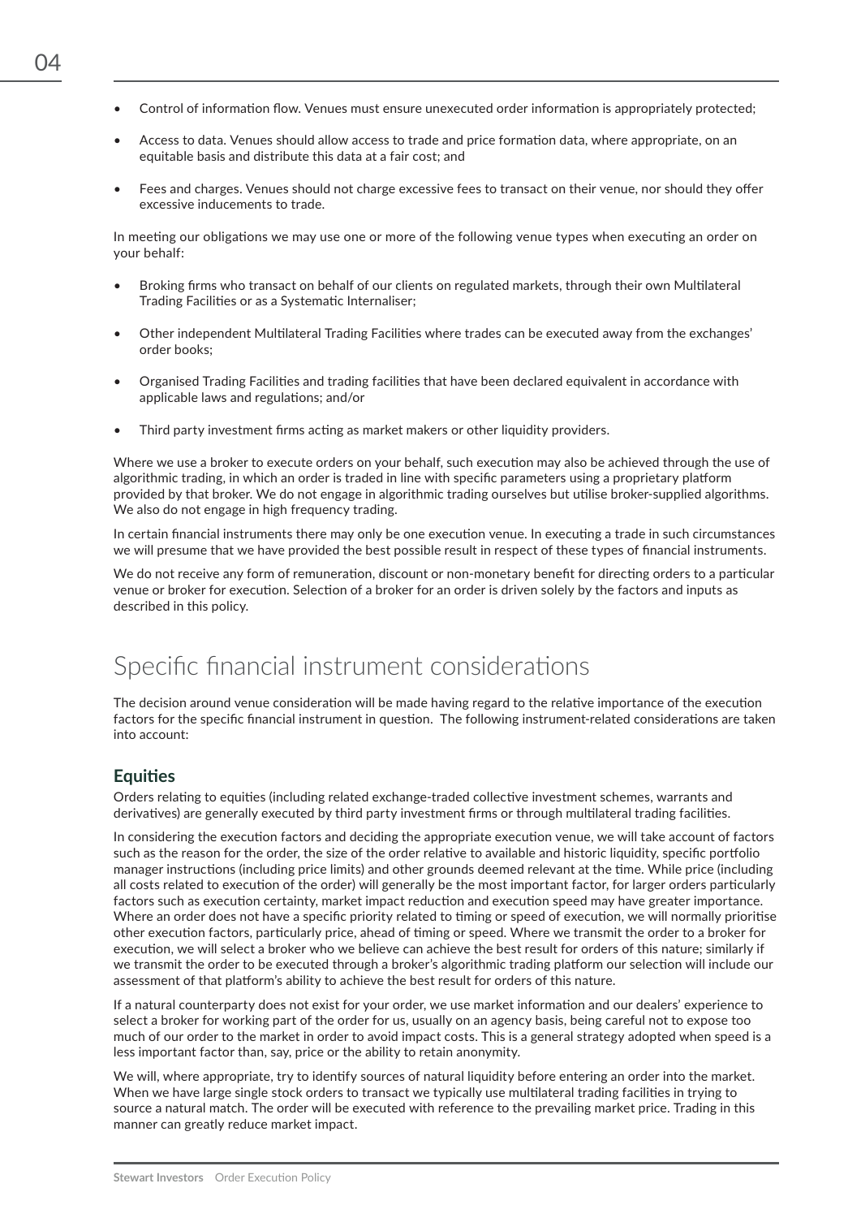- Control of information flow. Venues must ensure unexecuted order information is appropriately protected;
- Access to data. Venues should allow access to trade and price formation data, where appropriate, on an equitable basis and distribute this data at a fair cost; and
- Fees and charges. Venues should not charge excessive fees to transact on their venue, nor should they offer excessive inducements to trade.

In meeting our obligations we may use one or more of the following venue types when executing an order on your behalf:

- Broking firms who transact on behalf of our clients on regulated markets, through their own Multilateral Trading Facilities or as a Systematic Internaliser;
- Other independent Multilateral Trading Facilities where trades can be executed away from the exchanges' order books;
- Organised Trading Facilities and trading facilities that have been declared equivalent in accordance with applicable laws and regulations; and/or
- Third party investment firms acting as market makers or other liquidity providers.

Where we use a broker to execute orders on your behalf, such execution may also be achieved through the use of algorithmic trading, in which an order is traded in line with specific parameters using a proprietary platform provided by that broker. We do not engage in algorithmic trading ourselves but utilise broker-supplied algorithms. We also do not engage in high frequency trading.

In certain financial instruments there may only be one execution venue. In executing a trade in such circumstances we will presume that we have provided the best possible result in respect of these types of financial instruments.

We do not receive any form of remuneration, discount or non-monetary benefit for directing orders to a particular venue or broker for execution. Selection of a broker for an order is driven solely by the factors and inputs as described in this policy.

# Specific financial instrument considerations

The decision around venue consideration will be made having regard to the relative importance of the execution factors for the specific financial instrument in question. The following instrument-related considerations are taken into account:

## Equities

Orders relating to equities (including related exchange-traded collective investment schemes, warrants and derivatives) are generally executed by third party investment firms or through multilateral trading facilities.

In considering the execution factors and deciding the appropriate execution venue, we will take account of factors such as the reason for the order, the size of the order relative to available and historic liquidity, specific portfolio manager instructions (including price limits) and other grounds deemed relevant at the time. While price (including all costs related to execution of the order) will generally be the most important factor, for larger orders particularly factors such as execution certainty, market impact reduction and execution speed may have greater importance. Where an order does not have a specific priority related to timing or speed of execution, we will normally prioritise other execution factors, particularly price, ahead of timing or speed. Where we transmit the order to a broker for execution, we will select a broker who we believe can achieve the best result for orders of this nature; similarly if we transmit the order to be executed through a broker's algorithmic trading platform our selection will include our assessment of that platform's ability to achieve the best result for orders of this nature.

If a natural counterparty does not exist for your order, we use market information and our dealers' experience to select a broker for working part of the order for us, usually on an agency basis, being careful not to expose too much of our order to the market in order to avoid impact costs. This is a general strategy adopted when speed is a less important factor than, say, price or the ability to retain anonymity.

We will, where appropriate, try to identify sources of natural liquidity before entering an order into the market. When we have large single stock orders to transact we typically use multilateral trading facilities in trying to source a natural match. The order will be executed with reference to the prevailing market price. Trading in this manner can greatly reduce market impact.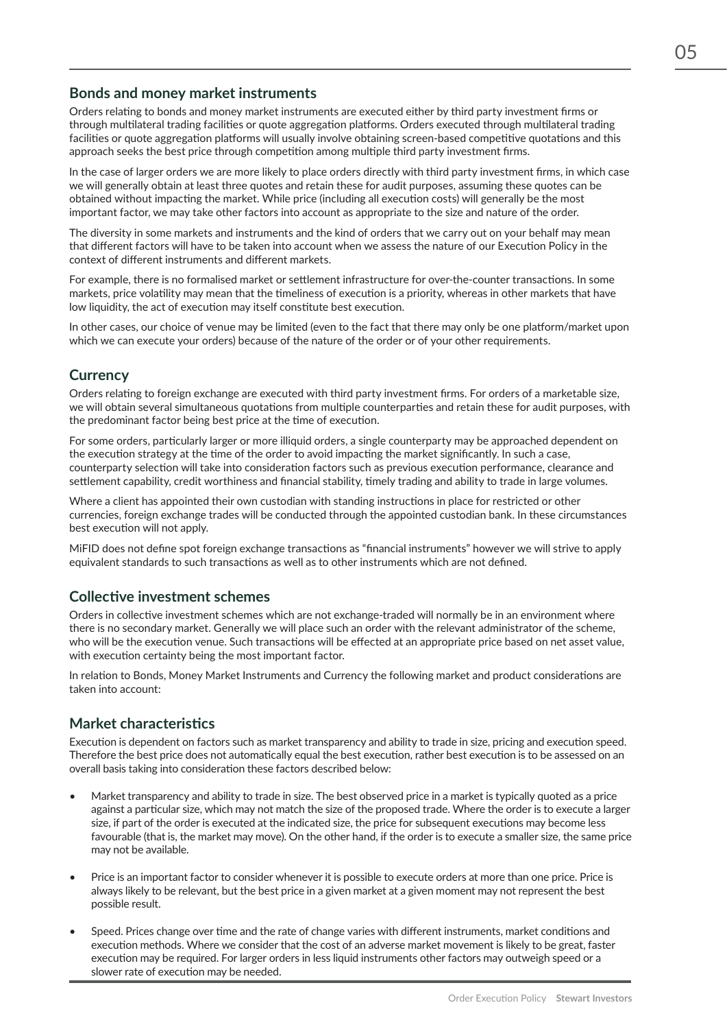## Bonds and money market instruments

Orders relating to bonds and money market instruments are executed either by third party investment firms or through multilateral trading facilities or quote aggregation platforms. Orders executed through multilateral trading facilities or quote aggregation platforms will usually involve obtaining screen-based competitive quotations and this approach seeks the best price through competition among multiple third party investment firms.

In the case of larger orders we are more likely to place orders directly with third party investment firms, in which case we will generally obtain at least three quotes and retain these for audit purposes, assuming these quotes can be obtained without impacting the market. While price (including all execution costs) will generally be the most important factor, we may take other factors into account as appropriate to the size and nature of the order.

The diversity in some markets and instruments and the kind of orders that we carry out on your behalf may mean that different factors will have to be taken into account when we assess the nature of our Execution Policy in the context of different instruments and different markets.

For example, there is no formalised market or settlement infrastructure for over-the-counter transactions. In some markets, price volatility may mean that the timeliness of execution is a priority, whereas in other markets that have low liquidity, the act of execution may itself constitute best execution.

In other cases, our choice of venue may be limited (even to the fact that there may only be one platform/market upon which we can execute your orders) because of the nature of the order or of your other requirements.

## Currency

Orders relating to foreign exchange are executed with third party investment firms. For orders of a marketable size, we will obtain several simultaneous quotations from multiple counterparties and retain these for audit purposes, with the predominant factor being best price at the time of execution.

For some orders, particularly larger or more illiquid orders, a single counterparty may be approached dependent on the execution strategy at the time of the order to avoid impacting the market significantly. In such a case, counterparty selection will take into consideration factors such as previous execution performance, clearance and settlement capability, credit worthiness and financial stability, timely trading and ability to trade in large volumes.

Where a client has appointed their own custodian with standing instructions in place for restricted or other currencies, foreign exchange trades will be conducted through the appointed custodian bank. In these circumstances best execution will not apply.

MiFID does not define spot foreign exchange transactions as "financial instruments" however we will strive to apply equivalent standards to such transactions as well as to other instruments which are not defined.

## Collective investment schemes

Orders in collective investment schemes which are not exchange-traded will normally be in an environment where there is no secondary market. Generally we will place such an order with the relevant administrator of the scheme, who will be the execution venue. Such transactions will be effected at an appropriate price based on net asset value, with execution certainty being the most important factor.

In relation to Bonds, Money Market Instruments and Currency the following market and product considerations are taken into account:

## Market characteristics

Execution is dependent on factors such as market transparency and ability to trade in size, pricing and execution speed. Therefore the best price does not automatically equal the best execution, rather best execution is to be assessed on an overall basis taking into consideration these factors described below:

- Market transparency and ability to trade in size. The best observed price in a market is typically quoted as a price against a particular size, which may not match the size of the proposed trade. Where the order is to execute a larger size, if part of the order is executed at the indicated size, the price for subsequent executions may become less favourable (that is, the market may move). On the other hand, if the order is to execute a smaller size, the same price may not be available.

- Price is an important factor to consider whenever it is possible to execute orders at more than one price. Price is always likely to be relevant, but the best price in a given market at a given moment may not represent the best possible result.

- Speed. Prices change over time and the rate of change varies with different instruments, market conditions and execution methods. Where we consider that the cost of an adverse market movement is likely to be great, faster execution may be required. For larger orders in less liquid instruments other factors may outweigh speed or a slower rate of execution may be needed.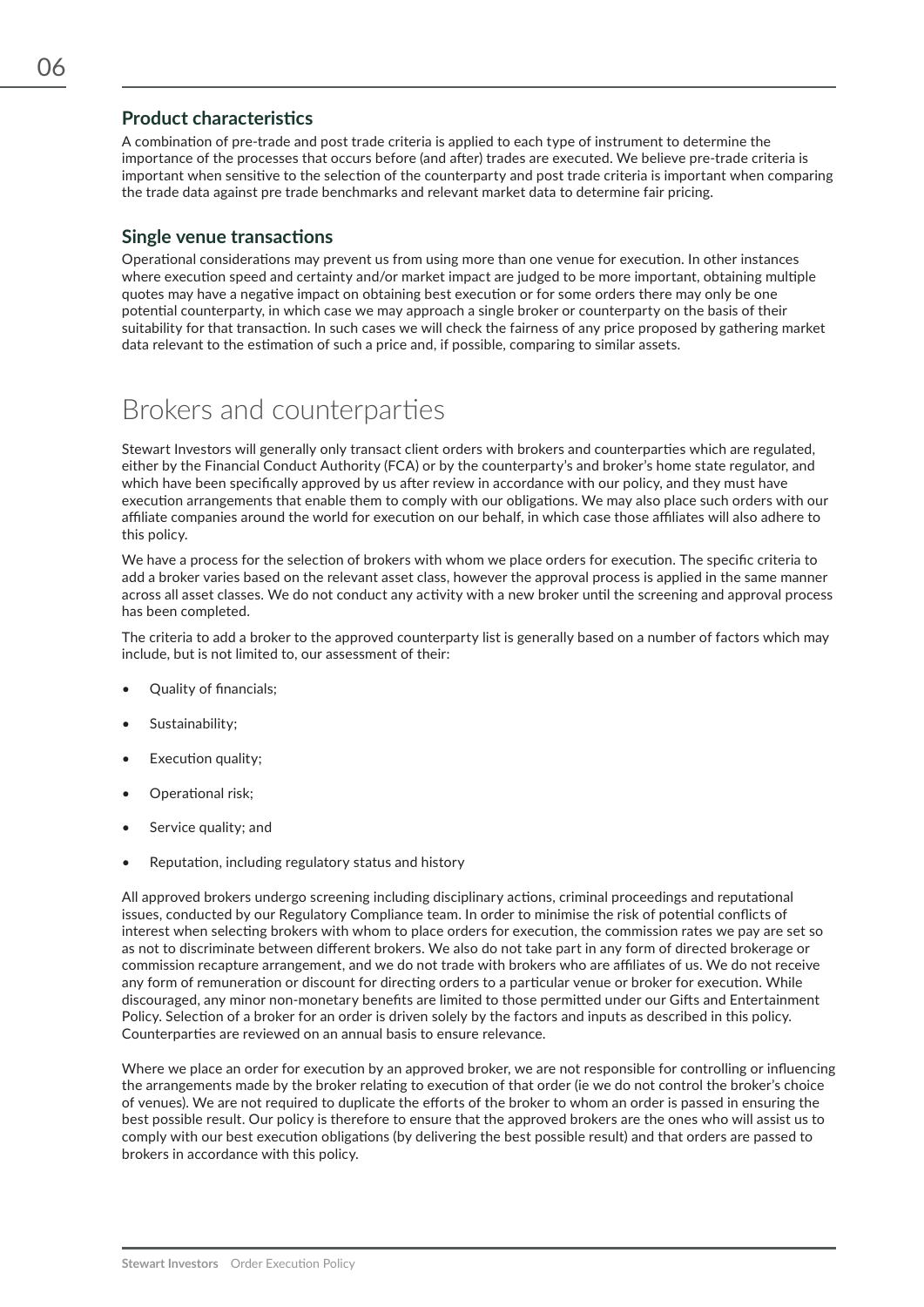### Product characteristics

A combination of pre-trade and post trade criteria is applied to each type of instrument to determine the importance of the processes that occurs before (and after) trades are executed. We believe pre-trade criteria is important when sensitive to the selection of the counterparty and post trade criteria is important when comparing the trade data against pre trade benchmarks and relevant market data to determine fair pricing.

### Single venue transactions

Operational considerations may prevent us from using more than one venue for execution. In other instances where execution speed and certainty and/or market impact are judged to be more important, obtaining multiple quotes may have a negative impact on obtaining best execution or for some orders there may only be one potential counterparty, in which case we may approach a single broker or counterparty on the basis of their suitability for that transaction. In such cases we will check the fairness of any price proposed by gathering market data relevant to the estimation of such a price and, if possible, comparing to similar assets.

## Brokers and counterparties

Stewart Investors will generally only transact client orders with brokers and counterparties which are regulated, either by the Financial Conduct Authority (FCA) or by the counterparty's and broker's home state regulator, and which have been specifically approved by us after review in accordance with our policy, and they must have execution arrangements that enable them to comply with our obligations. We may also place such orders with our affiliate companies around the world for execution on our behalf, in which case those affiliates will also adhere to this policy.

We have a process for the selection of brokers with whom we place orders for execution. The specific criteria to add a broker varies based on the relevant asset class, however the approval process is applied in the same manner across all asset classes. We do not conduct any activity with a new broker until the screening and approval process has been completed.

The criteria to add a broker to the approved counterparty list is generally based on a number of factors which may include, but is not limited to, our assessment of their:

- Quality of financials;
- Sustainability;
- Execution quality;
- Operational risk;
- Service quality; and
- Reputation, including regulatory status and history

All approved brokers undergo screening including disciplinary actions, criminal proceedings and reputational issues, conducted by our Regulatory Compliance team. In order to minimise the risk of potential conflicts of interest when selecting brokers with whom to place orders for execution, the commission rates we pay are set so as not to discriminate between different brokers. We also do not take part in any form of directed brokerage or commission recapture arrangement, and we do not trade with brokers who are affiliates of us. We do not receive any form of remuneration or discount for directing orders to a particular venue or broker for execution. While discouraged, any minor non-monetary benefits are limited to those permitted under our Gifts and Entertainment Policy. Selection of a broker for an order is driven solely by the factors and inputs as described in this policy. Counterparties are reviewed on an annual basis to ensure relevance.

Where we place an order for execution by an approved broker, we are not responsible for controlling or influencing the arrangements made by the broker relating to execution of that order (ie we do not control the broker's choice of venues). We are not required to duplicate the efforts of the broker to whom an order is passed in ensuring the best possible result. Our policy is therefore to ensure that the approved brokers are the ones who will assist us to comply with our best execution obligations (by delivering the best possible result) and that orders are passed to brokers in accordance with this policy.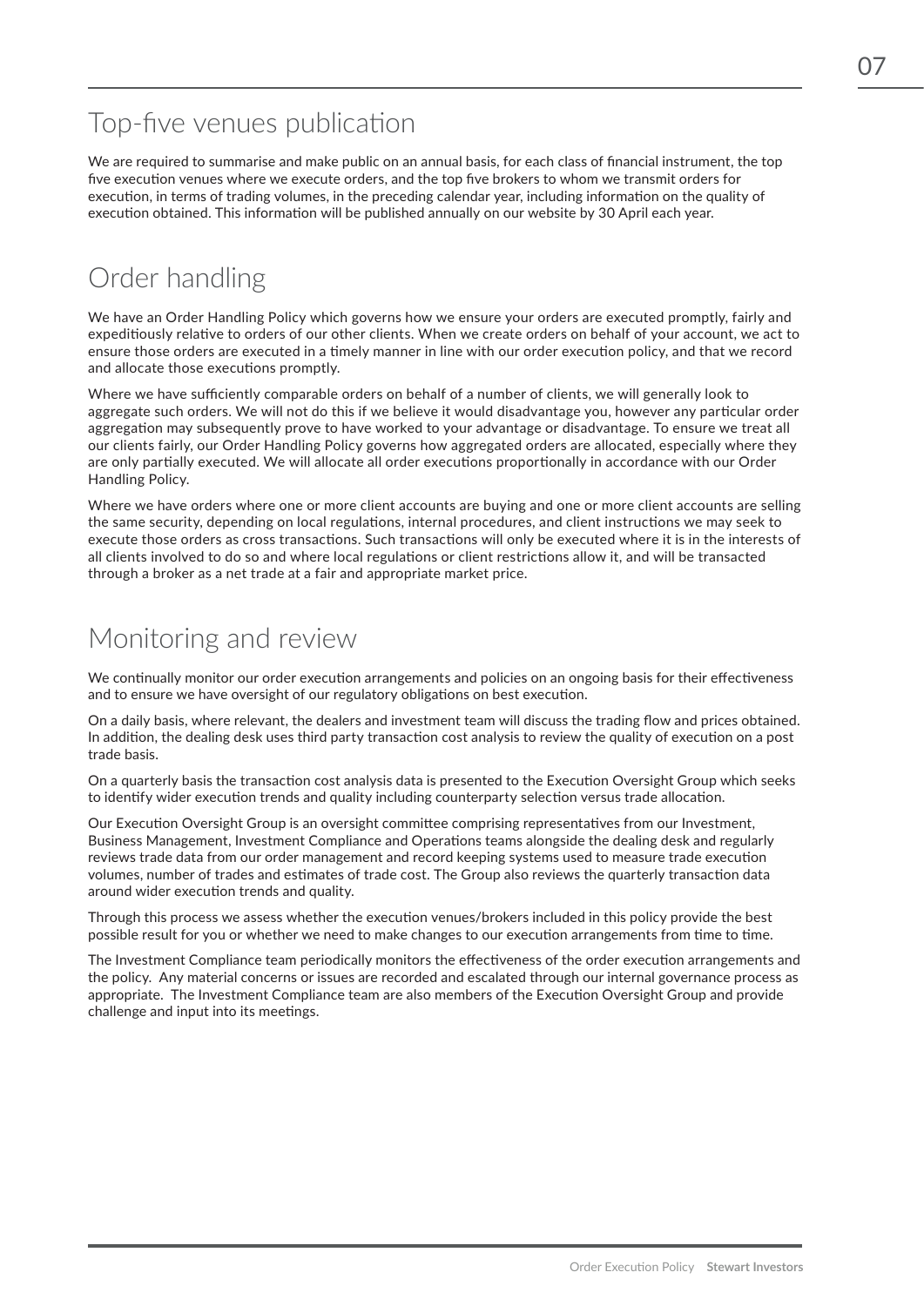## Top-five venues publication

We are required to summarise and make public on an annual basis, for each class of financial instrument, the top five execution venues where we execute orders, and the top five brokers to whom we transmit orders for execution, in terms of trading volumes, in the preceding calendar year, including information on the quality of execution obtained. This information will be published annually on our website by 30 April each year.

## Order handling

We have an Order Handling Policy which governs how we ensure your orders are executed promptly, fairly and expeditiously relative to orders of our other clients. When we create orders on behalf of your account, we act to ensure those orders are executed in a timely manner in line with our order execution policy, and that we record and allocate those executions promptly.

Where we have sufficiently comparable orders on behalf of a number of clients, we will generally look to aggregate such orders. We will not do this if we believe it would disadvantage you, however any particular order aggregation may subsequently prove to have worked to your advantage or disadvantage. To ensure we treat all our clients fairly, our Order Handling Policy governs how aggregated orders are allocated, especially where they are only partially executed. We will allocate all order executions proportionally in accordance with our Order Handling Policy.

Where we have orders where one or more client accounts are buying and one or more client accounts are selling the same security, depending on local regulations, internal procedures, and client instructions we may seek to execute those orders as cross transactions. Such transactions will only be executed where it is in the interests of all clients involved to do so and where local regulations or client restrictions allow it, and will be transacted through a broker as a net trade at a fair and appropriate market price.

## Monitoring and review

We continually monitor our order execution arrangements and policies on an ongoing basis for their effectiveness and to ensure we have oversight of our regulatory obligations on best execution.

On a daily basis, where relevant, the dealers and investment team will discuss the trading flow and prices obtained. In addition, the dealing desk uses third party transaction cost analysis to review the quality of execution on a post trade basis.

On a quarterly basis the transaction cost analysis data is presented to the Execution Oversight Group which seeks to identify wider execution trends and quality including counterparty selection versus trade allocation.

Our Execution Oversight Group is an oversight committee comprising representatives from our Investment, Business Management, Investment Compliance and Operations teams alongside the dealing desk and regularly reviews trade data from our order management and record keeping systems used to measure trade execution volumes, number of trades and estimates of trade cost. The Group also reviews the quarterly transaction data around wider execution trends and quality.

Through this process we assess whether the execution venues/brokers included in this policy provide the best possible result for you or whether we need to make changes to our execution arrangements from time to time.

The Investment Compliance team periodically monitors the effectiveness of the order execution arrangements and the policy. Any material concerns or issues are recorded and escalated through our internal governance process as appropriate. The Investment Compliance team are also members of the Execution Oversight Group and provide challenge and input into its meetings.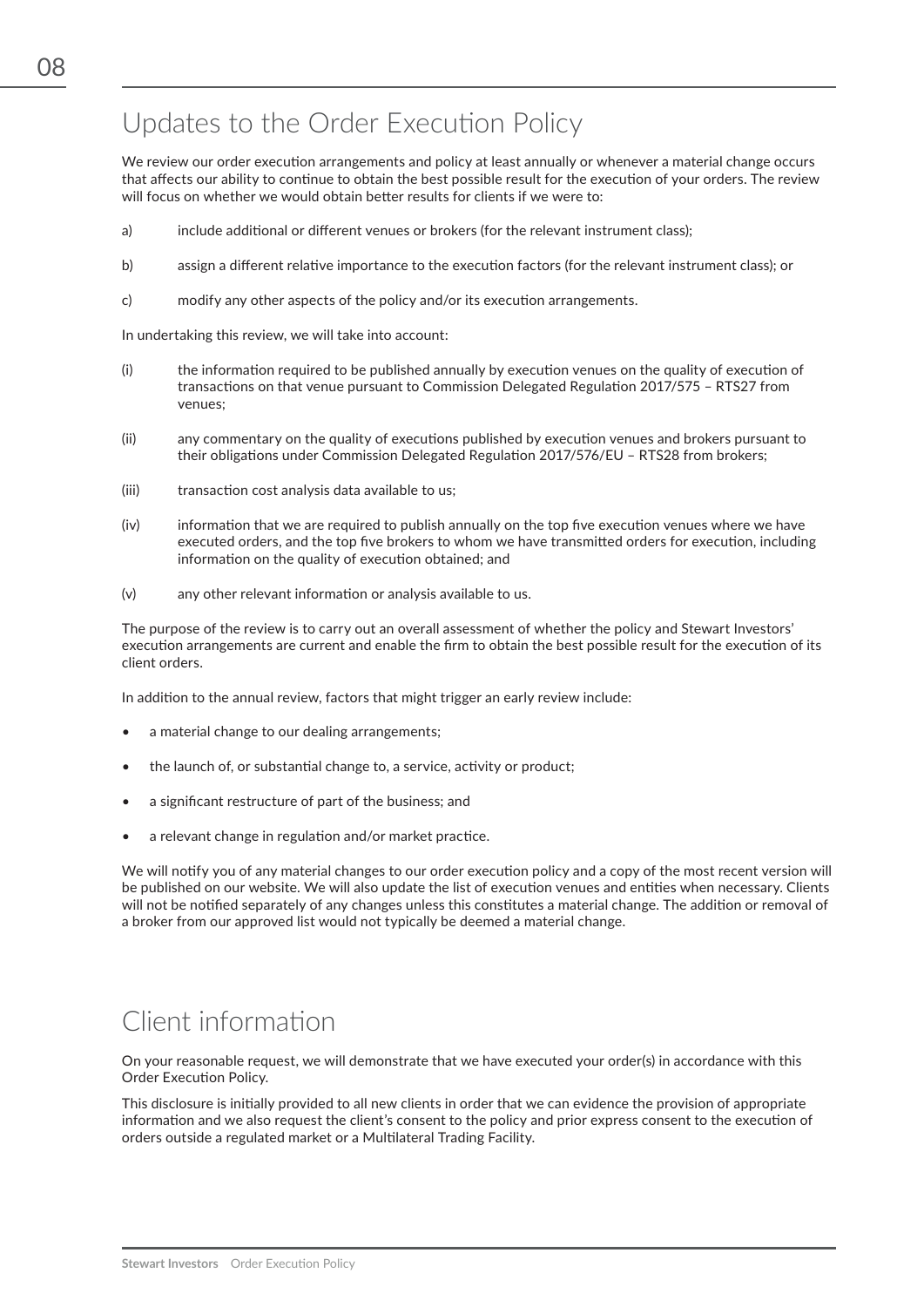## Updates to the Order Execution Policy

We review our order execution arrangements and policy at least annually or whenever a material change occurs that affects our ability to continue to obtain the best possible result for the execution of your orders. The review will focus on whether we would obtain better results for clients if we were to:

a) include additional or different venues or brokers (for the relevant instrument class);

b) assign a different relative importance to the execution factors (for the relevant instrument class); or

c) modify any other aspects of the policy and/or its execution arrangements.

In undertaking this review, we will take into account:

(i) the information required to be published annually by execution venues on the quality of execution of transactions on that venue pursuant to Commission Delegated Regulation 2017/575 – RTS27 from venues;

(ii) any commentary on the quality of executions published by execution venues and brokers pursuant to their obligations under Commission Delegated Regulation 2017/576/EU – RTS28 from brokers;

(iii) transaction cost analysis data available to us;

(iv) information that we are required to publish annually on the top five execution venues where we have executed orders, and the top five brokers to whom we have transmitted orders for execution, including information on the quality of execution obtained; and

(v) any other relevant information or analysis available to us.

The purpose of the review is to carry out an overall assessment of whether the policy and Stewart Investors' execution arrangements are current and enable the firm to obtain the best possible result for the execution of its client orders.

In addition to the annual review, factors that might trigger an early review include:

- a material change to our dealing arrangements;
- the launch of, or substantial change to, a service, activity or product;
- a significant restructure of part of the business; and
- a relevant change in regulation and/or market practice.

We will notify you of any material changes to our order execution policy and a copy of the most recent version will be published on our website. We will also update the list of execution venues and entities when necessary. Clients will not be notified separately of any changes unless this constitutes a material change. The addition or removal of a broker from our approved list would not typically be deemed a material change.

## Client information

On your reasonable request, we will demonstrate that we have executed your order(s) in accordance with this Order Execution Policy.

This disclosure is initially provided to all new clients in order that we can evidence the provision of appropriate information and we also request the client's consent to the policy and prior express consent to the execution of orders outside a regulated market or a Multilateral Trading Facility.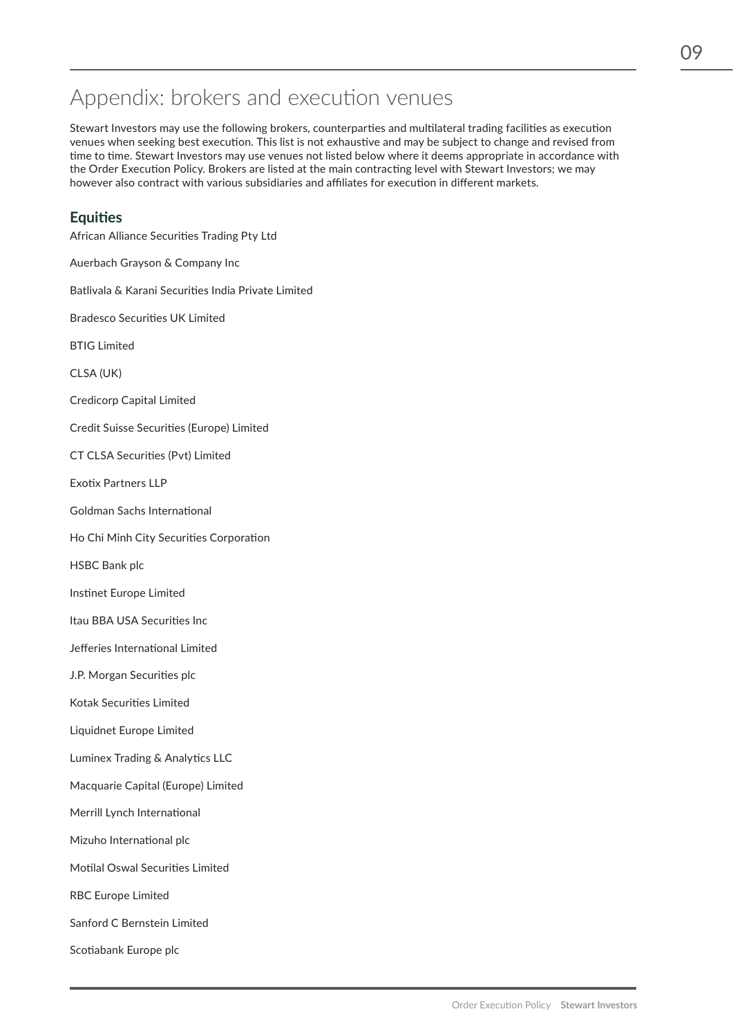# Appendix: brokers and execution venues

Stewart Investors may use the following brokers, counterparties and multilateral trading facilities as execution venues when seeking best execution. This list is not exhaustive and may be subject to change and revised from time to time. Stewart Investors may use venues not listed below where it deems appropriate in accordance with the Order Execution Policy. Brokers are listed at the main contracting level with Stewart Investors; we may however also contract with various subsidiaries and affiliates for execution in different markets.

## Equities

African Alliance Securities Trading Pty Ltd

Auerbach Grayson & Company Inc

Batlivala & Karani Securities India Private Limited

Bradesco Securities UK Limited

BTIG Limited

CLSA (UK)

Credicorp Capital Limited

Credit Suisse Securities (Europe) Limited

CT CLSA Securities (Pvt) Limited

Exotix Partners LLP

Goldman Sachs International

Ho Chi Minh City Securities Corporation

HSBC Bank plc

Instinet Europe Limited

Itau BBA USA Securities Inc

Jefferies International Limited

J.P. Morgan Securities plc

Kotak Securities Limited

Liquidnet Europe Limited

Luminex Trading & Analytics LLC

Macquarie Capital (Europe) Limited

Merrill Lynch International

Mizuho International plc

Motilal Oswal Securities Limited

RBC Europe Limited

Sanford C Bernstein Limited

Scotiabank Europe plc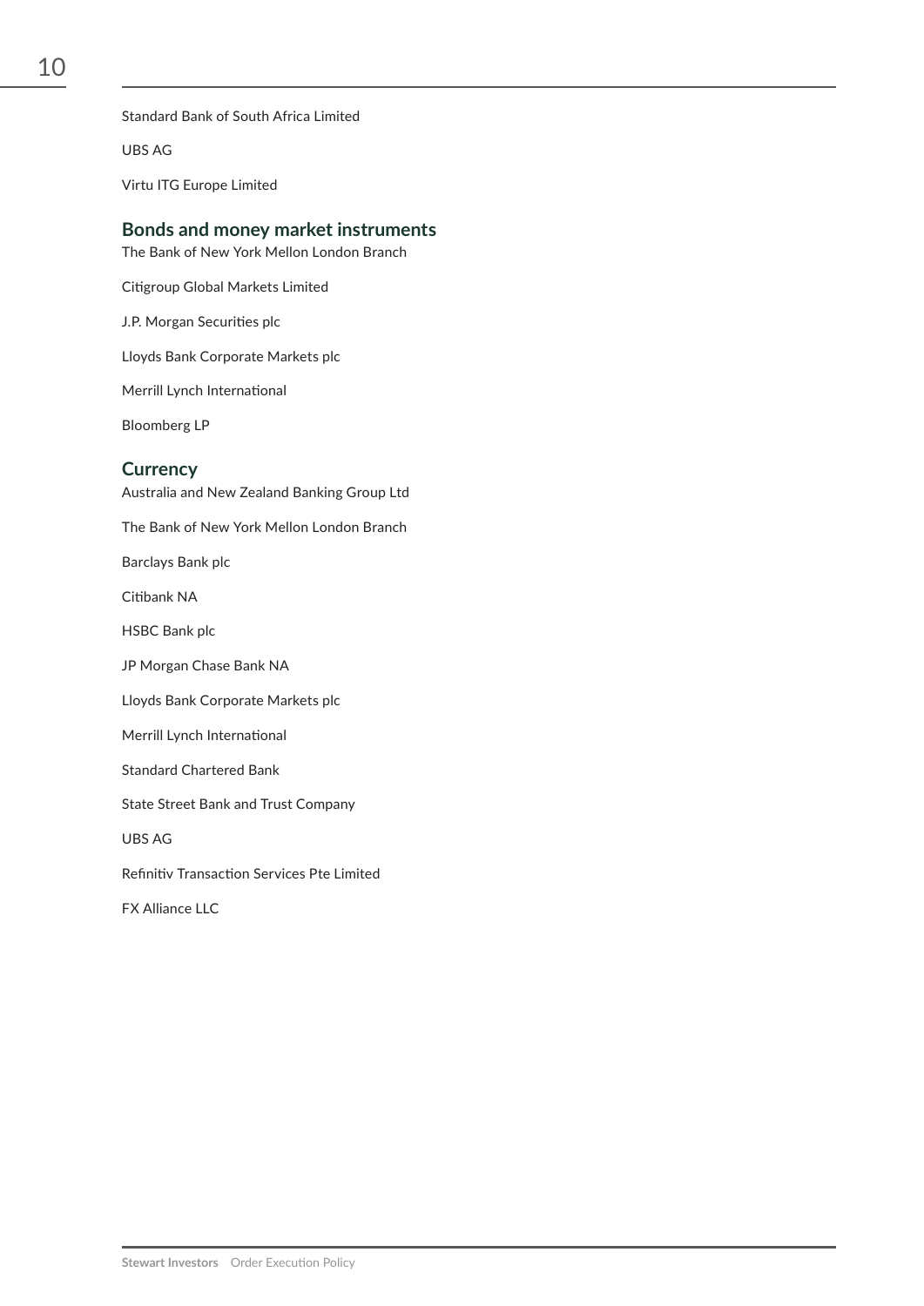Standard Bank of South Africa Limited

UBS AG

Virtu ITG Europe Limited

### Bonds and money market instruments

The Bank of New York Mellon London Branch

Citigroup Global Markets Limited

J.P. Morgan Securities plc

Lloyds Bank Corporate Markets plc

Merrill Lynch International

Bloomberg LP

### Currency

Australia and New Zealand Banking Group Ltd

The Bank of New York Mellon London Branch

Barclays Bank plc

Citibank NA

HSBC Bank plc

JP Morgan Chase Bank NA

Lloyds Bank Corporate Markets plc

Merrill Lynch International

Standard Chartered Bank

State Street Bank and Trust Company

UBS AG

Refinitiv Transaction Services Pte Limited

FX Alliance LLC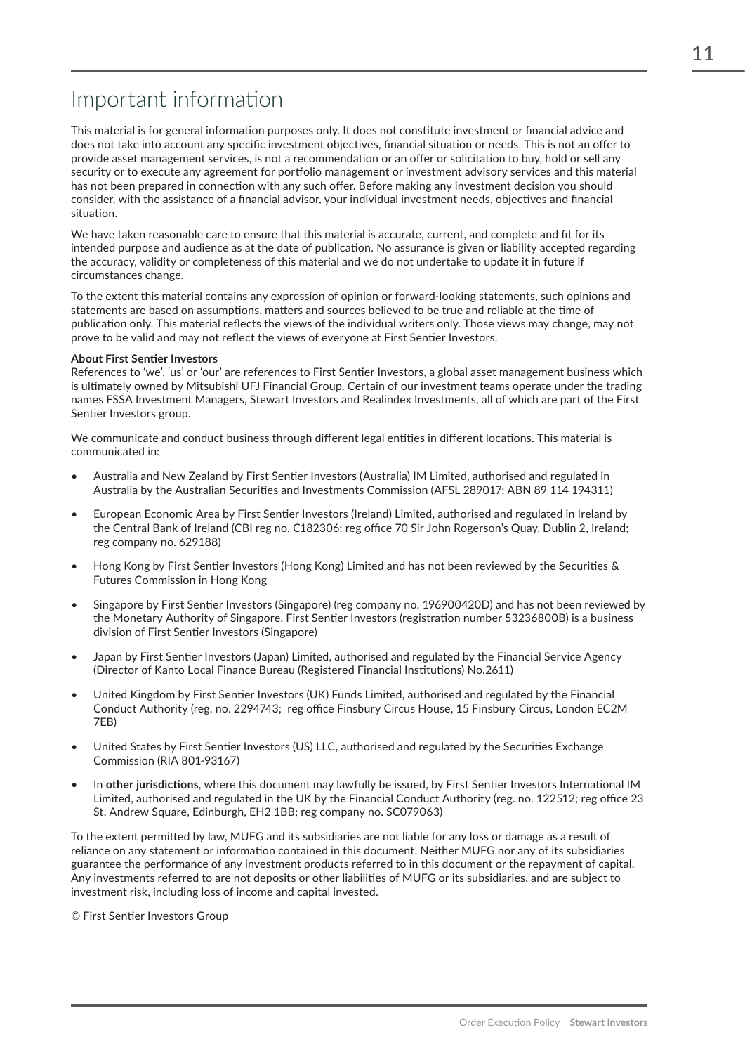# Important information

This material is for general information purposes only. It does not constitute investment or financial advice and does not take into account any specific investment objectives, financial situation or needs. This is not an offer to provide asset management services, is not a recommendation or an offer or solicitation to buy, hold or sell any security or to execute any agreement for portfolio management or investment advisory services and this material has not been prepared in connection with any such offer. Before making any investment decision you should consider, with the assistance of a financial advisor, your individual investment needs, objectives and financial situation.

We have taken reasonable care to ensure that this material is accurate, current, and complete and fit for its intended purpose and audience as at the date of publication. No assurance is given or liability accepted regarding the accuracy, validity or completeness of this material and we do not undertake to update it in future if circumstances change.

To the extent this material contains any expression of opinion or forward-looking statements, such opinions and statements are based on assumptions, matters and sources believed to be true and reliable at the time of publication only. This material reflects the views of the individual writers only. Those views may change, may not prove to be valid and may not reflect the views of everyone at First Sentier Investors.

**About First Sentier Investors**
References to 'we', 'us' or 'our' are references to First Sentier Investors, a global asset management business which is ultimately owned by Mitsubishi UFJ Financial Group. Certain of our investment teams operate under the trading names FSSA Investment Managers, Stewart Investors and Realindex Investments, all of which are part of the First Sentier Investors group.

We communicate and conduct business through different legal entities in different locations. This material is communicated in:

- Australia and New Zealand by First Sentier Investors (Australia) IM Limited, authorised and regulated in Australia by the Australian Securities and Investments Commission (AFSL 289017; ABN 89 114 194311)
- European Economic Area by First Sentier Investors (Ireland) Limited, authorised and regulated in Ireland by the Central Bank of Ireland (CBI reg no. C182306; reg office 70 Sir John Rogerson's Quay, Dublin 2, Ireland; reg company no. 629188)
- Hong Kong by First Sentier Investors (Hong Kong) Limited and has not been reviewed by the Securities & Futures Commission in Hong Kong
- Singapore by First Sentier Investors (Singapore) (reg company no. 196900420D) and has not been reviewed by the Monetary Authority of Singapore. First Sentier Investors (registration number 53236800B) is a business division of First Sentier Investors (Singapore)
- Japan by First Sentier Investors (Japan) Limited, authorised and regulated by the Financial Service Agency (Director of Kanto Local Finance Bureau (Registered Financial Institutions) No.2611)
- United Kingdom by First Sentier Investors (UK) Funds Limited, authorised and regulated by the Financial Conduct Authority (reg. no. 2294743; reg office Finsbury Circus House, 15 Finsbury Circus, London EC2M 7EB)
- United States by First Sentier Investors (US) LLC, authorised and regulated by the Securities Exchange Commission (RIA 801-93167)
- In **other jurisdictions**, where this document may lawfully be issued, by First Sentier Investors International IM Limited, authorised and regulated in the UK by the Financial Conduct Authority (reg. no. 122512; reg office 23 St. Andrew Square, Edinburgh, EH2 1BB; reg company no. SC079063)

To the extent permitted by law, MUFG and its subsidiaries are not liable for any loss or damage as a result of reliance on any statement or information contained in this document. Neither MUFG nor any of its subsidiaries guarantee the performance of any investment products referred to in this document or the repayment of capital. Any investments referred to are not deposits or other liabilities of MUFG or its subsidiaries, and are subject to investment risk, including loss of income and capital invested.

© First Sentier Investors Group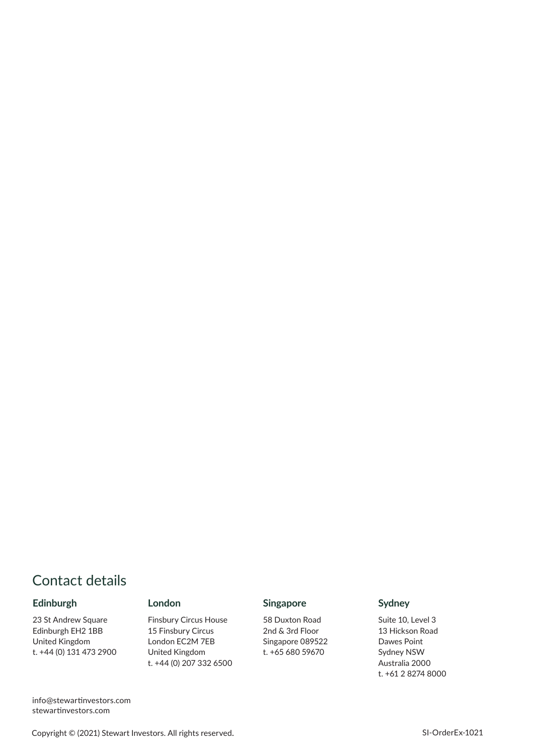## Contact details

**Edinburgh**

23 St Andrew Square
Edinburgh EH2 1BB
United Kingdom
t. +44 (0) 131 473 2900

**London**

Finsbury Circus House
15 Finsbury Circus
London EC2M 7EB
United Kingdom
t. +44 (0) 207 332 6500

**Singapore**

58 Duxton Road
2nd & 3rd Floor
Singapore 089522
t. +65 680 59670

**Sydney**

Suite 10, Level 3
13 Hickson Road
Dawes Point
Sydney NSW
Australia 2000
t. +61 2 8274 8000

info@stewartinvestors.com
stewartinvestors.com

Copyright © (2021) Stewart Investors. All rights reserved.

SI-OrderEx-1021